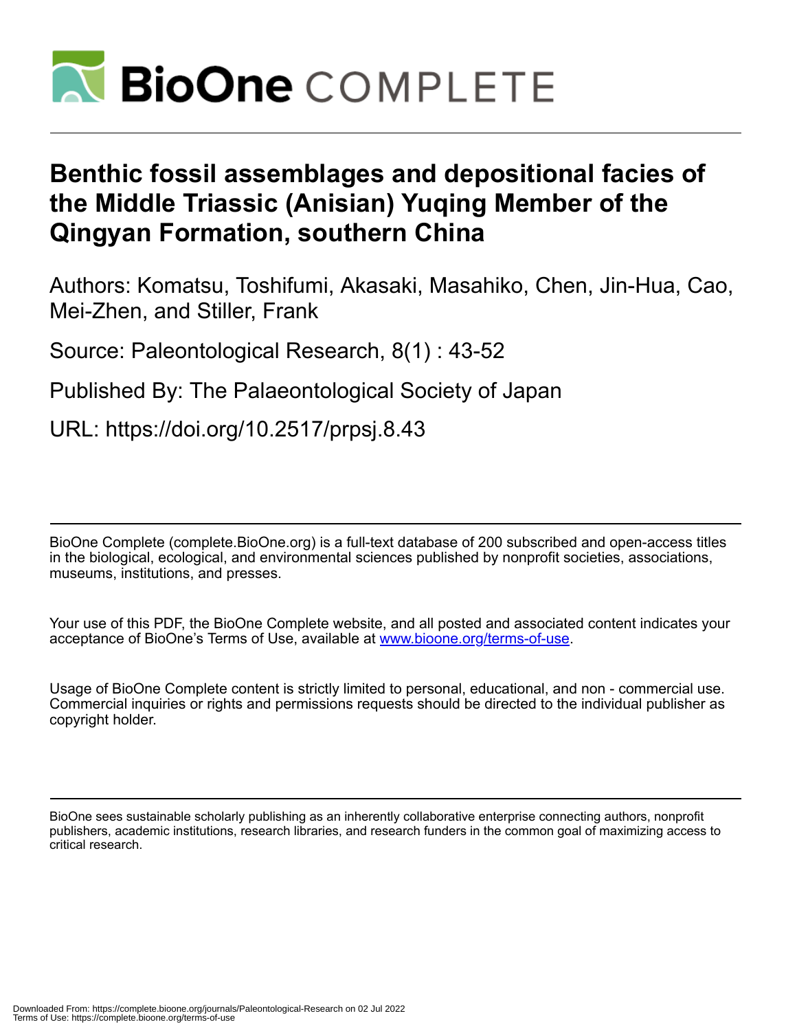# Benthic fossil assemblages and depositional facies of the Middle Triassic (Anisian) Yuqing Member of the Qingyan Formation, southern China

Authors: Komatsu, Toshifumi, Akasaki, Masahiko, Chen, Jin-Hua, Cao, Mei-Zhen, and Stiller, Frank

Source: Paleontological Research, 8(1) : 43-52

Published By: The Palaeontological Society of Japan

URL: https://doi.org/10.2517/prpsj.8.43

BioOne Complete (complete.BioOne.org) is a full-text database of 200 subscribed and open-access titles in the biological, ecological, and environmental sciences published by nonprofit societies, associations, museums, institutions, and presses.

Your use of this PDF, the BioOne Complete website, and all posted and associated content indicates your acceptance of BioOne's Terms of Use, available at www.bioone.org/terms-of-use.

Usage of BioOne Complete content is strictly limited to personal, educational, and non - commercial use. Commercial inquiries or rights and permissions requests should be directed to the individual publisher as copyright holder.

BioOne sees sustainable scholarly publishing as an inherently collaborative enterprise connecting authors, nonprofit publishers, academic institutions, research libraries, and research funders in the common goal of maximizing access to critical research.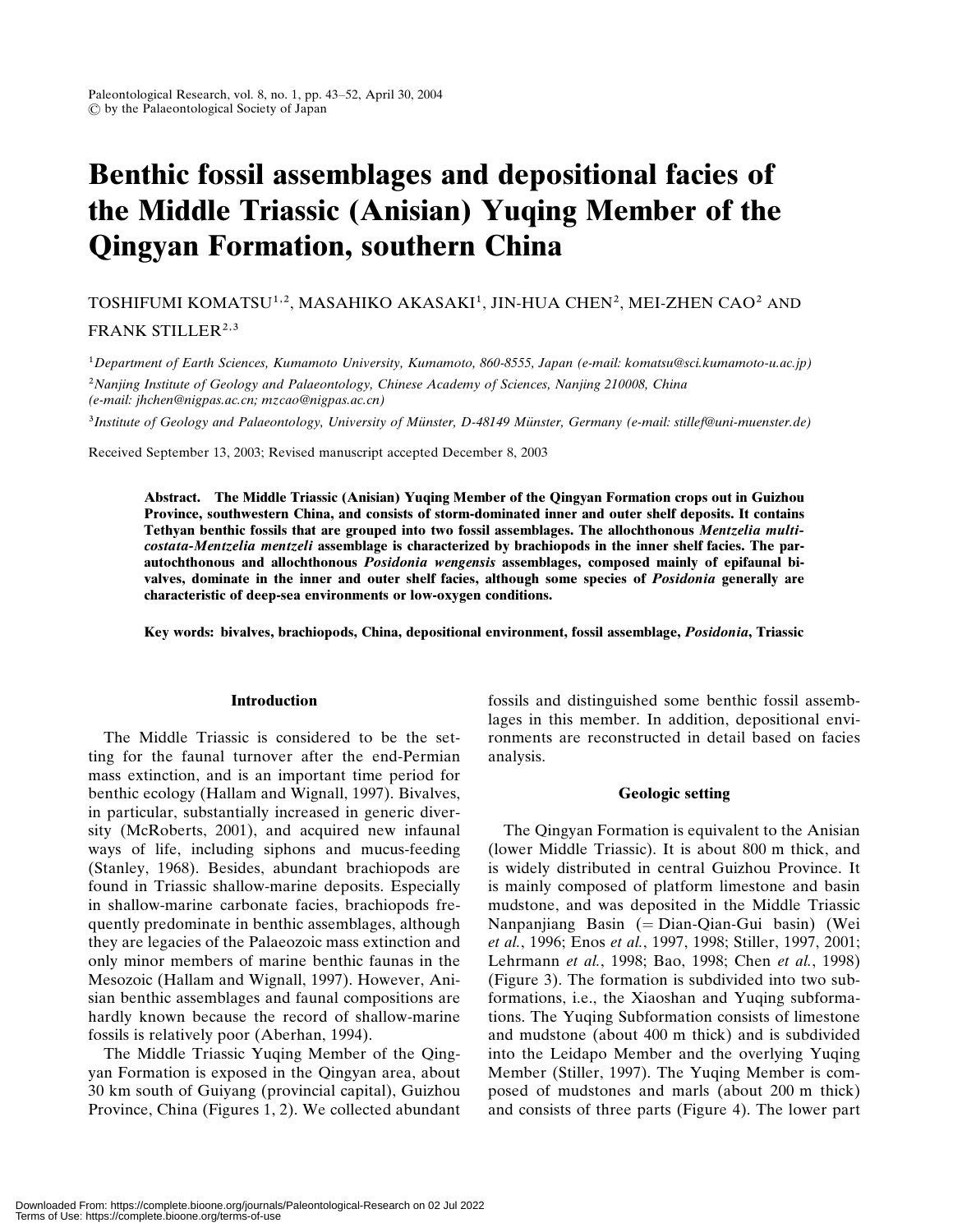# Benthic fossil assemblages and depositional facies of the Middle Triassic (Anisian) Yuqing Member of the Qingyan Formation, southern China

TOSHIFUMI KOMATSU[1,2], MASAHIKO AKASAKI[1], JIN-HUA CHEN[2], MEI-ZHEN CAO[2] AND FRANK STILLER[2,3]

[1]*Department of Earth Sciences, Kumamoto University, Kumamoto, 860-8555, Japan (e-mail: komatsu@sci.kumamoto-u.ac.jp)*

[2]*Nanjing Institute of Geology and Palaeontology, Chinese Academy of Sciences, Nanjing 210008, China (e-mail: jhchen@nigpas.ac.cn; mzcao@nigpas.ac.cn)*

[3]*Institute of Geology and Palaeontology, University of Münster, D-48149 Münster, Germany (e-mail: stillef@uni-muenster.de)*

Received September 13, 2003; Revised manuscript accepted December 8, 2003

**Abstract. The Middle Triassic (Anisian) Yuqing Member of the Qingyan Formation crops out in Guizhou Province, southwestern China, and consists of storm-dominated inner and outer shelf deposits. It contains Tethyan benthic fossils that are grouped into two fossil assemblages. The allochthonous *Mentzelia multicostata-Mentzelia mentzeli* assemblage is characterized by brachiopods in the inner shelf facies. The parautochthonous and allochthonous *Posidonia wengensis* assemblages, composed mainly of epifaunal bivalves, dominate in the inner and outer shelf facies, although some species of *Posidonia* generally are characteristic of deep-sea environments or low-oxygen conditions.**

**Key words: bivalves, brachiopods, China, depositional environment, fossil assemblage, *Posidonia*, Triassic**

## Introduction

The Middle Triassic is considered to be the setting for the faunal turnover after the end-Permian mass extinction, and is an important time period for benthic ecology (Hallam and Wignall, 1997). Bivalves, in particular, substantially increased in generic diversity (McRoberts, 2001), and acquired new infaunal ways of life, including siphons and mucus-feeding (Stanley, 1968). Besides, abundant brachiopods are found in Triassic shallow-marine deposits. Especially in shallow-marine carbonate facies, brachiopods frequently predominate in benthic assemblages, although they are legacies of the Palaeozoic mass extinction and only minor members of marine benthic faunas in the Mesozoic (Hallam and Wignall, 1997). However, Anisian benthic assemblages and faunal compositions are hardly known because the record of shallow-marine fossils is relatively poor (Aberhan, 1994).

The Middle Triassic Yuqing Member of the Qingyan Formation is exposed in the Qingyan area, about 30 km south of Guiyang (provincial capital), Guizhou Province, China (Figures 1, 2). We collected abundant fossils and distinguished some benthic fossil assemblages in this member. In addition, depositional environments are reconstructed in detail based on facies analysis.

## Geologic setting

The Qingyan Formation is equivalent to the Anisian (lower Middle Triassic). It is about 800 m thick, and is widely distributed in central Guizhou Province. It is mainly composed of platform limestone and basin mudstone, and was deposited in the Middle Triassic Nanpanjiang Basin (= Dian-Qian-Gui basin) (Wei *et al.*, 1996; Enos *et al.*, 1997, 1998; Stiller, 1997, 2001; Lehrmann *et al.*, 1998; Bao, 1998; Chen *et al.*, 1998) (Figure 3). The formation is subdivided into two subformations, i.e., the Xiaoshan and Yuqing subformations. The Yuqing Subformation consists of limestone and mudstone (about 400 m thick) and is subdivided into the Leidapo Member and the overlying Yuqing Member (Stiller, 1997). The Yuqing Member is composed of mudstones and marls (about 200 m thick) and consists of three parts (Figure 4). The lower part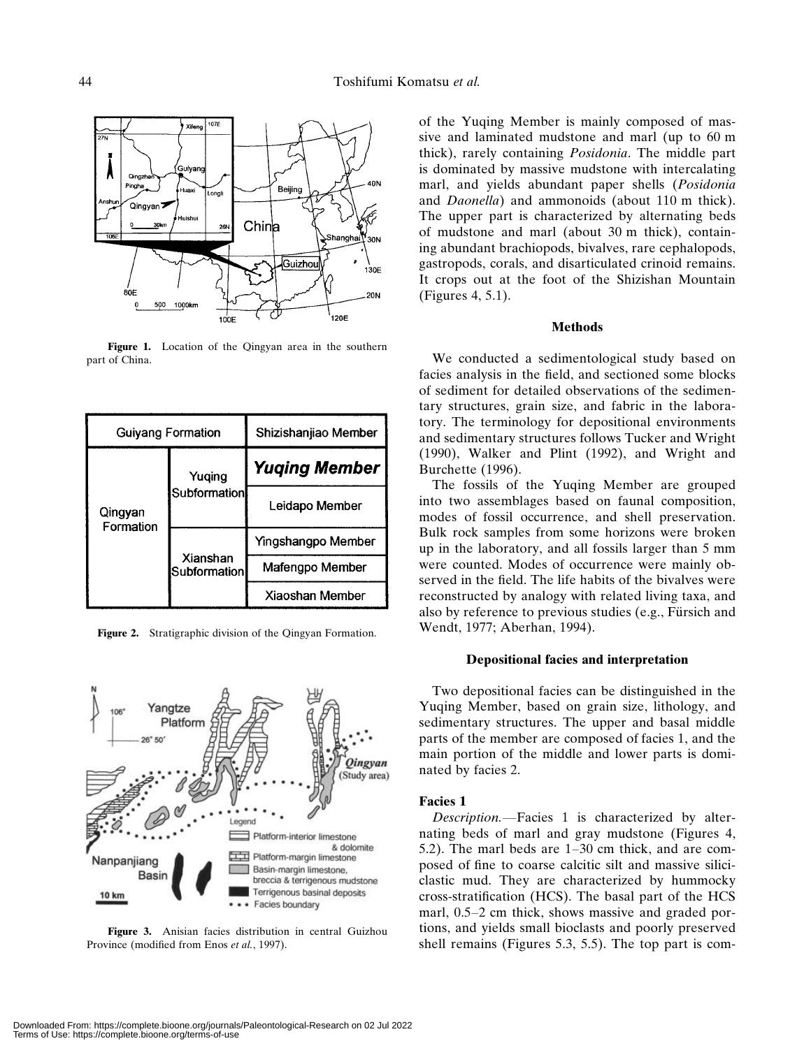Figure 1. Location of the Qingyan area in the southern part of China.

| Guiyang Formation | | Shizishanjiao Member |
|---|---|---|
| Qingyan Formation | Yuqing Subformation | ***Yuqing Member*** |
| | | Leidapo Member |
| | Xianshan Subformation | Yingshangpo Member |
| | | Mafengpo Member |
| | | Xiaoshan Member |

Figure 2. Stratigraphic division of the Qingyan Formation.

Figure 3. Anisian facies distribution in central Guizhou Province (modified from Enos *et al.*, 1997).

of the Yuqing Member is mainly composed of massive and laminated mudstone and marl (up to 60 m thick), rarely containing *Posidonia*. The middle part is dominated by massive mudstone with intercalating marl, and yields abundant paper shells (*Posidonia* and *Daonella*) and ammonoids (about 110 m thick). The upper part is characterized by alternating beds of mudstone and marl (about 30 m thick), containing abundant brachiopods, bivalves, rare cephalopods, gastropods, corals, and disarticulated crinoid remains. It crops out at the foot of the Shizishan Mountain (Figures 4, 5.1).

## Methods

We conducted a sedimentological study based on facies analysis in the field, and sectioned some blocks of sediment for detailed observations of the sedimentary structures, grain size, and fabric in the laboratory. The terminology for depositional environments and sedimentary structures follows Tucker and Wright (1990), Walker and Plint (1992), and Wright and Burchette (1996).

The fossils of the Yuqing Member are grouped into two assemblages based on faunal composition, modes of fossil occurrence, and shell preservation. Bulk rock samples from some horizons were broken up in the laboratory, and all fossils larger than 5 mm were counted. Modes of occurrence were mainly observed in the field. The life habits of the bivalves were reconstructed by analogy with related living taxa, and also by reference to previous studies (e.g., Fürsich and Wendt, 1977; Aberhan, 1994).

## Depositional facies and interpretation

Two depositional facies can be distinguished in the Yuqing Member, based on grain size, lithology, and sedimentary structures. The upper and basal middle parts of the member are composed of facies 1, and the main portion of the middle and lower parts is dominated by facies 2.

### Facies 1

*Description.*—Facies 1 is characterized by alternating beds of marl and gray mudstone (Figures 4, 5.2). The marl beds are 1–30 cm thick, and are composed of fine to coarse calcitic silt and massive siliciclastic mud. They are characterized by hummocky cross-stratification (HCS). The basal part of the HCS marl, 0.5–2 cm thick, shows massive and graded portions, and yields small bioclasts and poorly preserved shell remains (Figures 5.3, 5.5). The top part is com-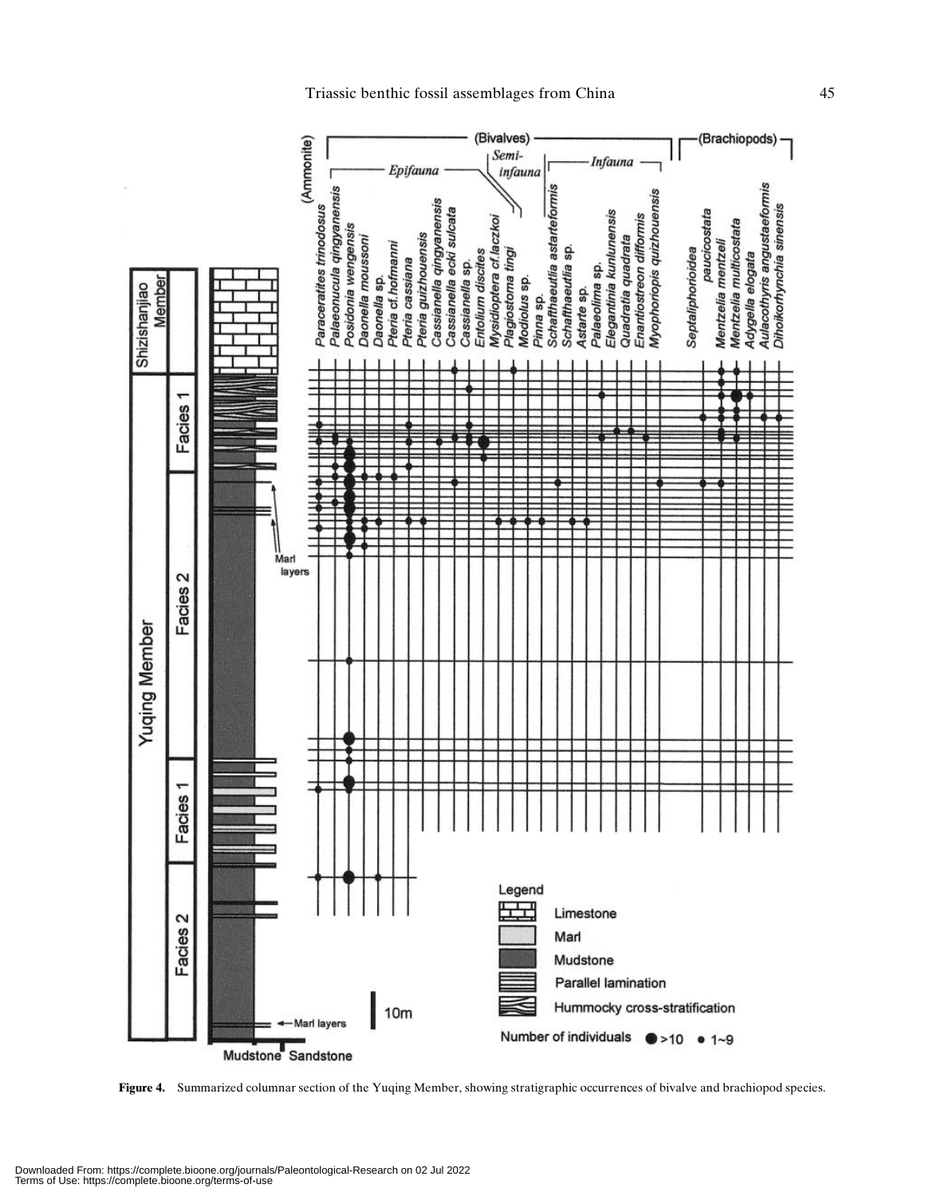Figure 4. Summarized columnar section of the Yuqing Member, showing stratigraphic occurrences of bivalve and brachiopod species.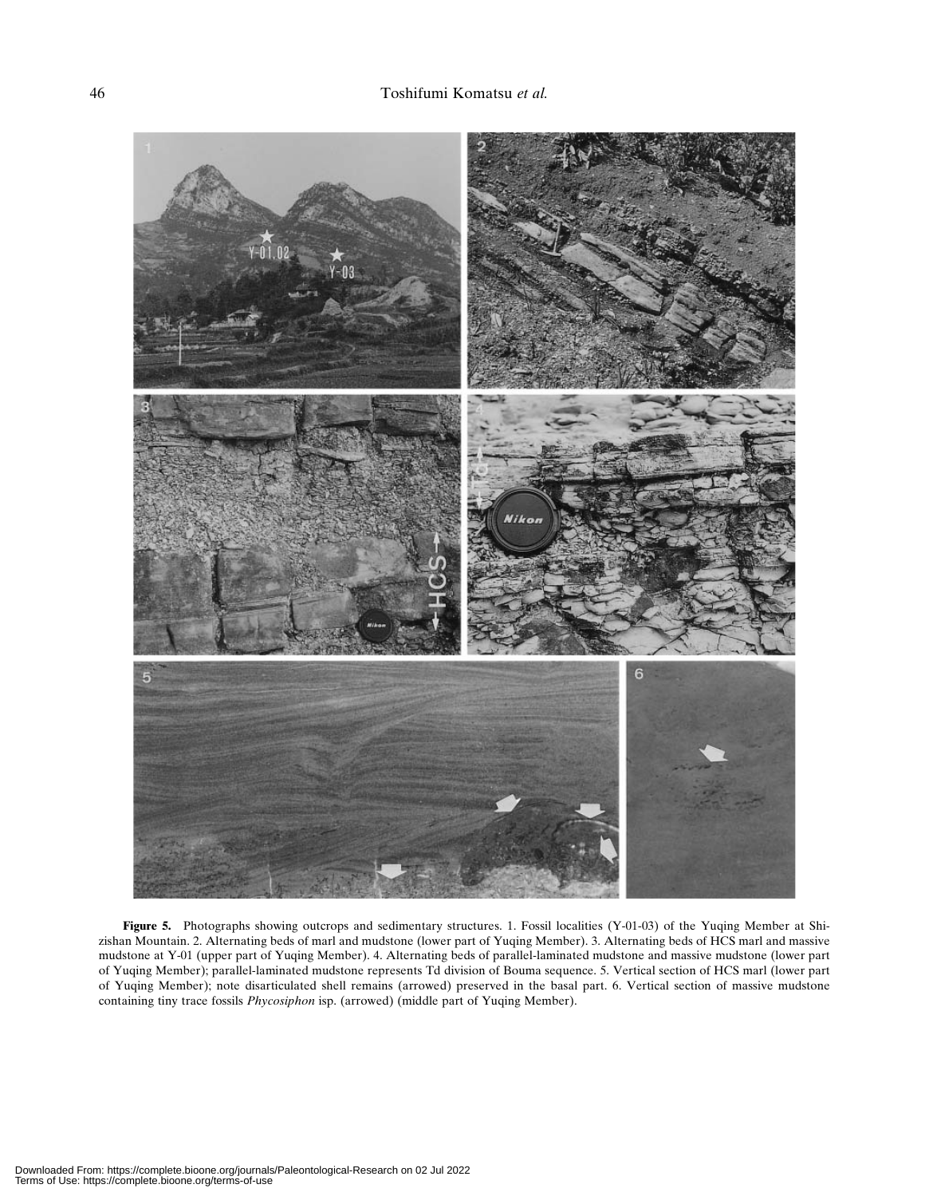**Figure 5.** Photographs showing outcrops and sedimentary structures. 1. Fossil localities (Y-01-03) of the Yuqing Member at Shizishan Mountain. 2. Alternating beds of marl and mudstone (lower part of Yuqing Member). 3. Alternating beds of HCS marl and massive mudstone at Y-01 (upper part of Yuqing Member). 4. Alternating beds of parallel-laminated mudstone and massive mudstone (lower part of Yuqing Member); parallel-laminated mudstone represents Td division of Bouma sequence. 5. Vertical section of HCS marl (lower part of Yuqing Member); note disarticulated shell remains (arrowed) preserved in the basal part. 6. Vertical section of massive mudstone containing tiny trace fossils *Phycosiphon* isp. (arrowed) (middle part of Yuqing Member).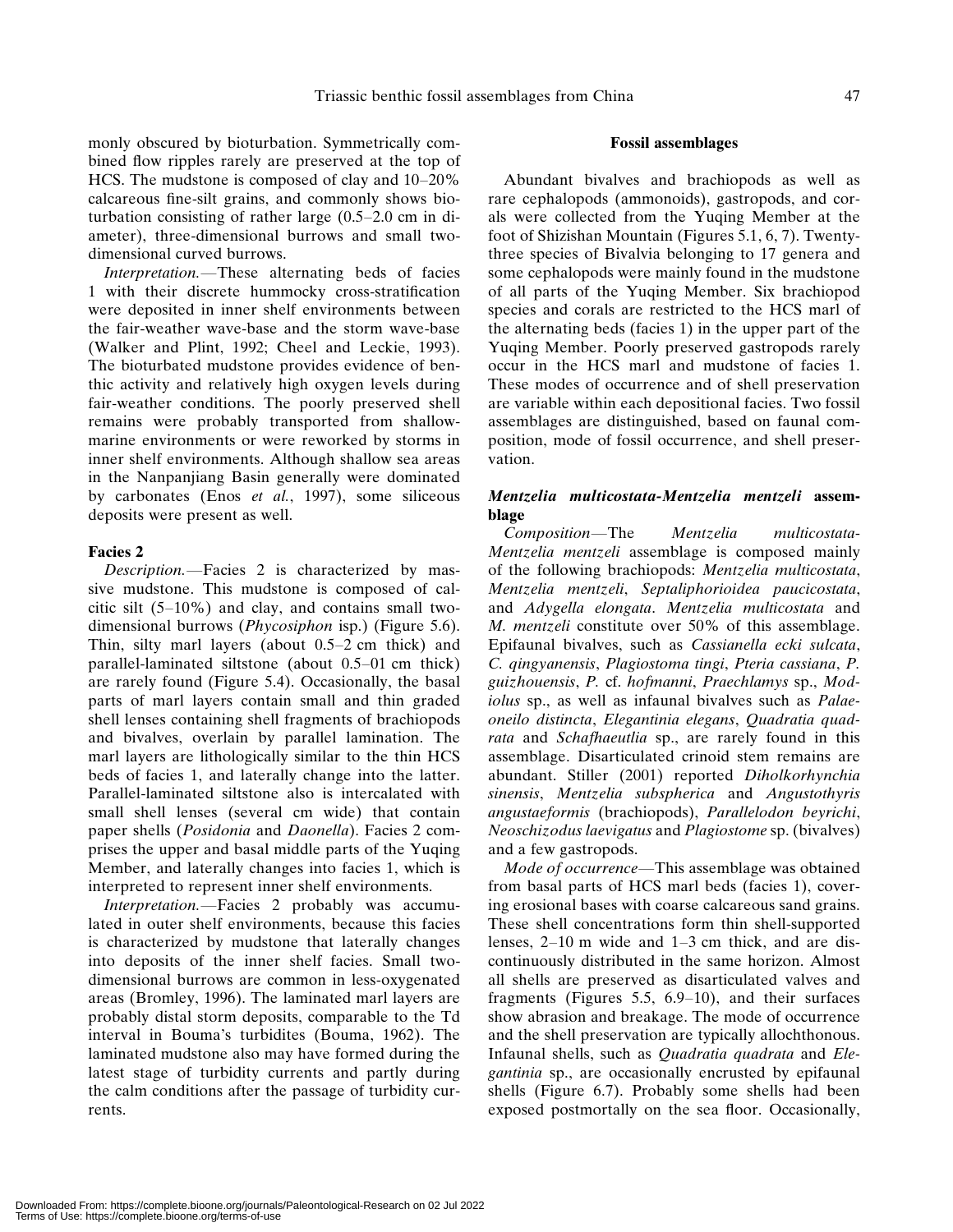monly obscured by bioturbation. Symmetrically combined flow ripples rarely are preserved at the top of HCS. The mudstone is composed of clay and 10–20% calcareous fine-silt grains, and commonly shows bioturbation consisting of rather large (0.5–2.0 cm in diameter), three-dimensional burrows and small two-dimensional curved burrows.

*Interpretation.*—These alternating beds of facies 1 with their discrete hummocky cross-stratification were deposited in inner shelf environments between the fair-weather wave-base and the storm wave-base (Walker and Plint, 1992; Cheel and Leckie, 1993). The bioturbated mudstone provides evidence of benthic activity and relatively high oxygen levels during fair-weather conditions. The poorly preserved shell remains were probably transported from shallow-marine environments or were reworked by storms in inner shelf environments. Although shallow sea areas in the Nanpanjiang Basin generally were dominated by carbonates (Enos *et al.*, 1997), some siliceous deposits were present as well.

### Facies 2

*Description.*—Facies 2 is characterized by massive mudstone. This mudstone is composed of calcitic silt (5–10%) and clay, and contains small two-dimensional burrows (*Phycosiphon* isp.) (Figure 5.6). Thin, silty marl layers (about 0.5–2 cm thick) and parallel-laminated siltstone (about 0.5–01 cm thick) are rarely found (Figure 5.4). Occasionally, the basal parts of marl layers contain small and thin graded shell lenses containing shell fragments of brachiopods and bivalves, overlain by parallel lamination. The marl layers are lithologically similar to the thin HCS beds of facies 1, and laterally change into the latter. Parallel-laminated siltstone also is intercalated with small shell lenses (several cm wide) that contain paper shells (*Posidonia* and *Daonella*). Facies 2 comprises the upper and basal middle parts of the Yuqing Member, and laterally changes into facies 1, which is interpreted to represent inner shelf environments.

*Interpretation.*—Facies 2 probably was accumulated in outer shelf environments, because this facies is characterized by mudstone that laterally changes into deposits of the inner shelf facies. Small two-dimensional burrows are common in less-oxygenated areas (Bromley, 1996). The laminated marl layers are probably distal storm deposits, comparable to the Td interval in Bouma's turbidites (Bouma, 1962). The laminated mudstone also may have formed during the latest stage of turbidity currents and partly during the calm conditions after the passage of turbidity currents.

## Fossil assemblages

Abundant bivalves and brachiopods as well as rare cephalopods (ammonoids), gastropods, and corals were collected from the Yuqing Member at the foot of Shizishan Mountain (Figures 5.1, 6, 7). Twenty-three species of Bivalvia belonging to 17 genera and some cephalopods were mainly found in the mudstone of all parts of the Yuqing Member. Six brachiopod species and corals are restricted to the HCS marl of the alternating beds (facies 1) in the upper part of the Yuqing Member. Poorly preserved gastropods rarely occur in the HCS marl and mudstone of facies 1. These modes of occurrence and of shell preservation are variable within each depositional facies. Two fossil assemblages are distinguished, based on faunal composition, mode of fossil occurrence, and shell preservation.

### *Mentzelia multicostata-Mentzelia mentzeli* assemblage

*Composition*—The *Mentzelia multicostata-Mentzelia mentzeli* assemblage is composed mainly of the following brachiopods: *Mentzelia multicostata*, *Mentzelia mentzeli*, *Septaliphorioidea paucicostata*, and *Adygella elongata*. *Mentzelia multicostata* and *M. mentzeli* constitute over 50% of this assemblage. Epifaunal bivalves, such as *Cassianella ecki sulcata*, *C. qingyanensis*, *Plagiostoma tingi*, *Pteria cassiana*, *P. guizhouensis*, *P.* cf. *hofmanni*, *Praechlamys* sp., *Modiolus* sp., as well as infaunal bivalves such as *Palaeoneilo distincta*, *Elegantinia elegans*, *Quadratia quadrata* and *Schafhaeutlia* sp., are rarely found in this assemblage. Disarticulated crinoid stem remains are abundant. Stiller (2001) reported *Diholkorhynchia sinensis*, *Mentzelia subspherica* and *Angustothyris angustaeformis* (brachiopods), *Parallelodon beyrichi*, *Neoschizodus laevigatus* and *Plagiostome* sp. (bivalves) and a few gastropods.

*Mode of occurrence*—This assemblage was obtained from basal parts of HCS marl beds (facies 1), covering erosional bases with coarse calcareous sand grains. These shell concentrations form thin shell-supported lenses, 2–10 m wide and 1–3 cm thick, and are discontinuously distributed in the same horizon. Almost all shells are preserved as disarticulated valves and fragments (Figures 5.5, 6.9–10), and their surfaces show abrasion and breakage. The mode of occurrence and the shell preservation are typically allochthonous. Infaunal shells, such as *Quadratia quadrata* and *Elegantinia* sp., are occasionally encrusted by epifaunal shells (Figure 6.7). Probably some shells had been exposed postmortally on the sea floor. Occasionally,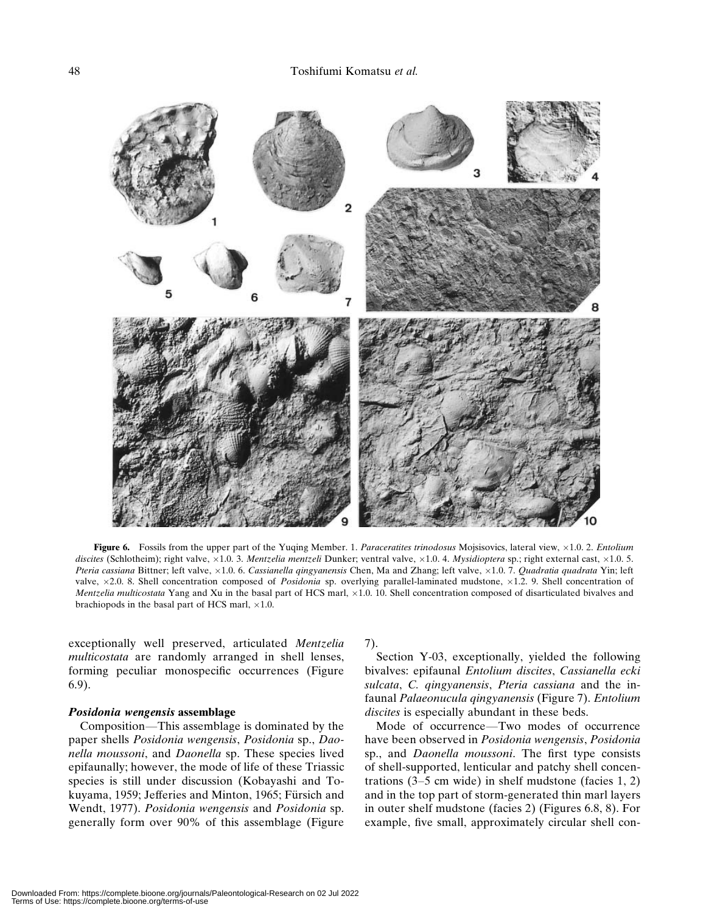**Figure 6.** Fossils from the upper part of the Yuqing Member. 1. *Paraceratites trinodosus* Mojsisovics, lateral view, ×1.0. 2. *Entolium discites* (Schlotheim); right valve, ×1.0. 3. *Mentzelia mentzeli* Dunker; ventral valve, ×1.0. 4. *Mysidioptera* sp.; right external cast, ×1.0. 5. *Pteria cassiana* Bittner; left valve, ×1.0. 6. *Cassianella qingyanensis* Chen, Ma and Zhang; left valve, ×1.0. 7. *Quadratia quadrata* Yin; left valve, ×2.0. 8. Shell concentration composed of *Posidonia* sp. overlying parallel-laminated mudstone, ×1.2. 9. Shell concentration of *Mentzelia multicostata* Yang and Xu in the basal part of HCS marl, ×1.0. 10. Shell concentration composed of disarticulated bivalves and brachiopods in the basal part of HCS marl, ×1.0.

exceptionally well preserved, articulated *Mentzelia multicostata* are randomly arranged in shell lenses, forming peculiar monospecific occurrences (Figure 6.9).

### *Posidonia wengensis* assemblage

Composition—This assemblage is dominated by the paper shells *Posidonia wengensis*, *Posidonia* sp., *Daonella moussoni*, and *Daonella* sp. These species lived epifaunally; however, the mode of life of these Triassic species is still under discussion (Kobayashi and Tokuyama, 1959; Jefferies and Minton, 1965; Fürsich and Wendt, 1977). *Posidonia wengensis* and *Posidonia* sp. generally form over 90% of this assemblage (Figure 7).

Section Y-03, exceptionally, yielded the following bivalves: epifaunal *Entolium discites*, *Cassianella ecki sulcata*, *C. qingyanensis*, *Pteria cassiana* and the infaunal *Palaeonucula qingyanensis* (Figure 7). *Entolium discites* is especially abundant in these beds.

Mode of occurrence—Two modes of occurrence have been observed in *Posidonia wengensis*, *Posidonia* sp., and *Daonella moussoni*. The first type consists of shell-supported, lenticular and patchy shell concentrations (3–5 cm wide) in shelf mudstone (facies 1, 2) and in the top part of storm-generated thin marl layers in outer shelf mudstone (facies 2) (Figures 6.8, 8). For example, five small, approximately circular shell con-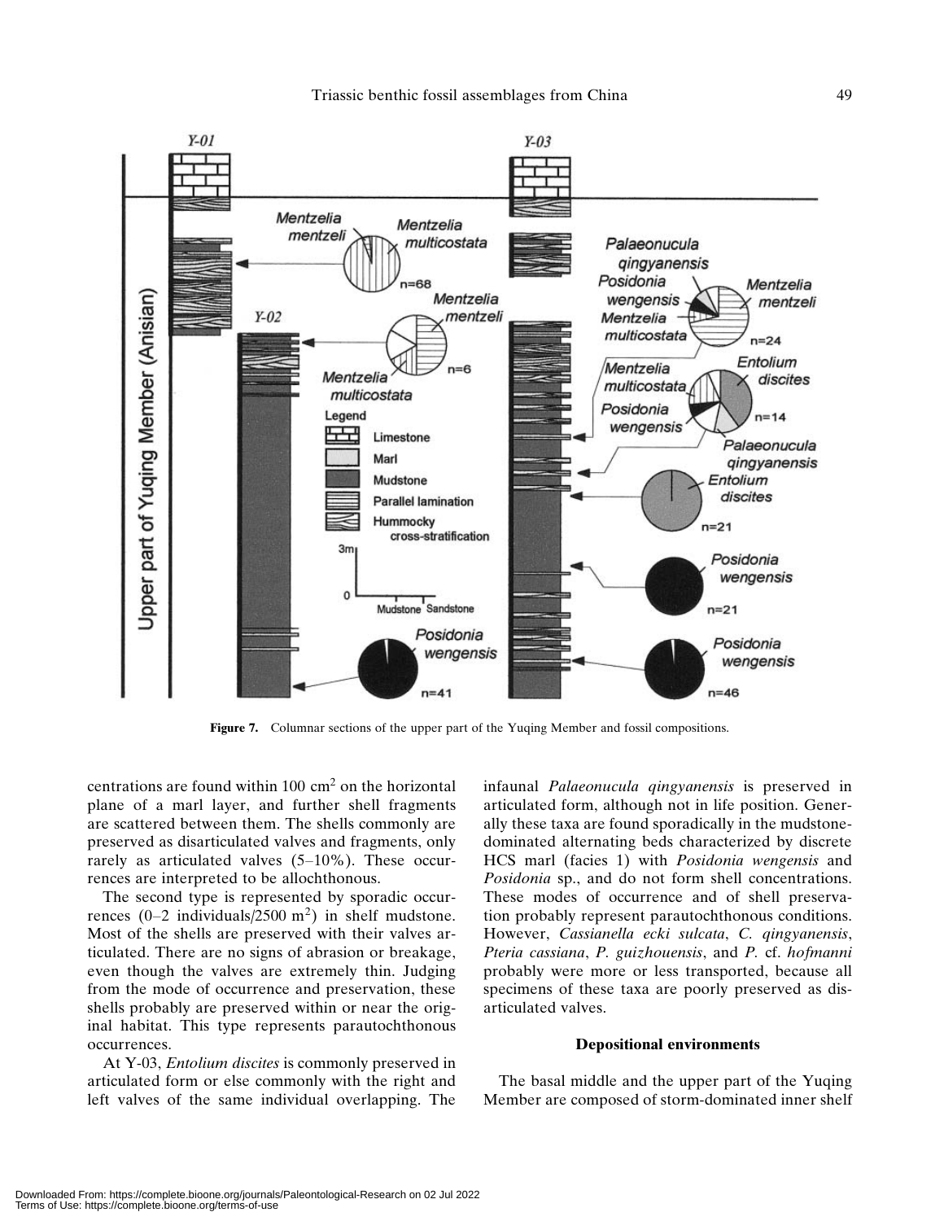Figure 7. Columnar sections of the upper part of the Yuqing Member and fossil compositions.

centrations are found within 100 $cm^2$ on the horizontal plane of a marl layer, and further shell fragments are scattered between them. The shells commonly are preserved as disarticulated valves and fragments, only rarely as articulated valves (5–10%). These occurrences are interpreted to be allochthonous.

The second type is represented by sporadic occurrences (0–2 individuals/2500 $m^2$) in shelf mudstone. Most of the shells are preserved with their valves articulated. There are no signs of abrasion or breakage, even though the valves are extremely thin. Judging from the mode of occurrence and preservation, these shells probably are preserved within or near the original habitat. This type represents parautochthonous occurrences.

At Y-03, *Entolium discites* is commonly preserved in articulated form or else commonly with the right and left valves of the same individual overlapping. The infaunal *Palaeonucula qingyanensis* is preserved in articulated form, although not in life position. Generally these taxa are found sporadically in the mudstone-dominated alternating beds characterized by discrete HCS marl (facies 1) with *Posidonia wengensis* and *Posidonia* sp., and do not form shell concentrations. These modes of occurrence and of shell preservation probably represent parautochthonous conditions. However, *Cassianella ecki sulcata*, *C. qingyanensis*, *Pteria cassiana*, *P. guizhouensis*, and *P.* cf. *hofmanni* probably were more or less transported, because all specimens of these taxa are poorly preserved as disarticulated valves.

### Depositional environments

The basal middle and the upper part of the Yuqing Member are composed of storm-dominated inner shelf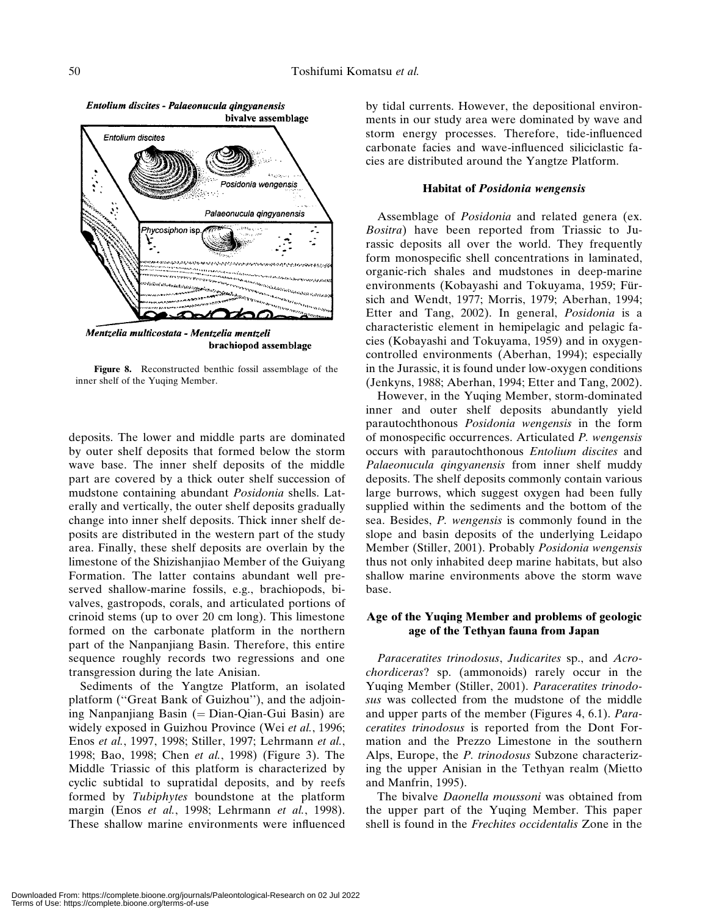*Entolium discites - Palaeonucula qingyanensis* **bivalve assemblage**

Entolium discites

Posidonia wengensis

Palaeonucula qingyanensis

Phycosiphon isp.

*Mentzelia multicostata - Mentzelia mentzeli* **brachiopod assemblage**

**Figure 8.** Reconstructed benthic fossil assemblage of the inner shelf of the Yuqing Member.

deposits. The lower and middle parts are dominated by outer shelf deposits that formed below the storm wave base. The inner shelf deposits of the middle part are covered by a thick outer shelf succession of mudstone containing abundant *Posidonia* shells. Laterally and vertically, the outer shelf deposits gradually change into inner shelf deposits. Thick inner shelf deposits are distributed in the western part of the study area. Finally, these shelf deposits are overlain by the limestone of the Shizishanjiao Member of the Guiyang Formation. The latter contains abundant well preserved shallow-marine fossils, e.g., brachiopods, bivalves, gastropods, corals, and articulated portions of crinoid stems (up to over 20 cm long). This limestone formed on the carbonate platform in the northern part of the Nanpanjiang Basin. Therefore, this entire sequence roughly records two regressions and one transgression during the late Anisian.

Sediments of the Yangtze Platform, an isolated platform (''Great Bank of Guizhou''), and the adjoining Nanpanjiang Basin (= Dian-Qian-Gui Basin) are widely exposed in Guizhou Province (Wei *et al.*, 1996; Enos *et al.*, 1997, 1998; Stiller, 1997; Lehrmann *et al.*, 1998; Bao, 1998; Chen *et al.*, 1998) (Figure 3). The Middle Triassic of this platform is characterized by cyclic subtidal to supratidal deposits, and by reefs formed by *Tubiphytes* boundstone at the platform margin (Enos *et al.*, 1998; Lehrmann *et al.*, 1998). These shallow marine environments were influenced by tidal currents. However, the depositional environments in our study area were dominated by wave and storm energy processes. Therefore, tide-influenced carbonate facies and wave-influenced siliciclastic facies are distributed around the Yangtze Platform.

### Habitat of *Posidonia wengensis*

Assemblage of *Posidonia* and related genera (ex. *Bositra*) have been reported from Triassic to Jurassic deposits all over the world. They frequently form monospecific shell concentrations in laminated, organic-rich shales and mudstones in deep-marine environments (Kobayashi and Tokuyama, 1959; Fürsich and Wendt, 1977; Morris, 1979; Aberhan, 1994; Etter and Tang, 2002). In general, *Posidonia* is a characteristic element in hemipelagic and pelagic facies (Kobayashi and Tokuyama, 1959) and in oxygen-controlled environments (Aberhan, 1994); especially in the Jurassic, it is found under low-oxygen conditions (Jenkyns, 1988; Aberhan, 1994; Etter and Tang, 2002).

However, in the Yuqing Member, storm-dominated inner and outer shelf deposits abundantly yield parautochthonous *Posidonia wengensis* in the form of monospecific occurrences. Articulated *P. wengensis* occurs with parautochthonous *Entolium discites* and *Palaeonucula qingyanensis* from inner shelf muddy deposits. The shelf deposits commonly contain various large burrows, which suggest oxygen had been fully supplied within the sediments and the bottom of the sea. Besides, *P. wengensis* is commonly found in the slope and basin deposits of the underlying Leidapo Member (Stiller, 2001). Probably *Posidonia wengensis* thus not only inhabited deep marine habitats, but also shallow marine environments above the storm wave base.

### Age of the Yuqing Member and problems of geologic age of the Tethyan fauna from Japan

*Paraceratites trinodosus*, *Judicarites* sp., and *Acrochordiceras*? sp. (ammonoids) rarely occur in the Yuqing Member (Stiller, 2001). *Paraceratites trinodosus* was collected from the mudstone of the middle and upper parts of the member (Figures 4, 6.1). *Paraceratites trinodosus* is reported from the Dont Formation and the Prezzo Limestone in the southern Alps, Europe, the *P. trinodosus* Subzone characterizing the upper Anisian in the Tethyan realm (Mietto and Manfrin, 1995).

The bivalve *Daonella moussoni* was obtained from the upper part of the Yuqing Member. This paper shell is found in the *Frechites occidentalis* Zone in the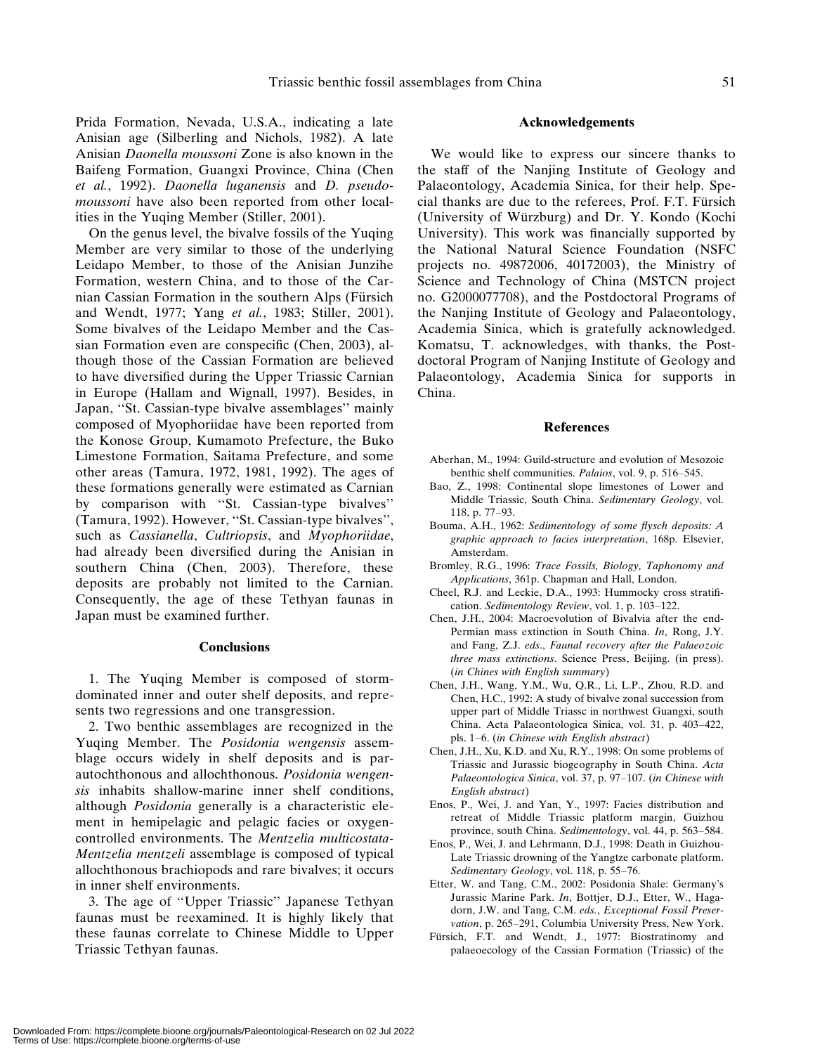Prida Formation, Nevada, U.S.A., indicating a late Anisian age (Silberling and Nichols, 1982). A late Anisian *Daonella moussoni* Zone is also known in the Baifeng Formation, Guangxi Province, China (Chen *et al.*, 1992). *Daonella luganensis* and *D. pseudomoussoni* have also been reported from other localities in the Yuqing Member (Stiller, 2001).

On the genus level, the bivalve fossils of the Yuqing Member are very similar to those of the underlying Leidapo Member, to those of the Anisian Junzihe Formation, western China, and to those of the Carnian Cassian Formation in the southern Alps (Fürsich and Wendt, 1977; Yang *et al.*, 1983; Stiller, 2001). Some bivalves of the Leidapo Member and the Cassian Formation even are conspecific (Chen, 2003), although those of the Cassian Formation are believed to have diversified during the Upper Triassic Carnian in Europe (Hallam and Wignall, 1997). Besides, in Japan, ''St. Cassian-type bivalve assemblages'' mainly composed of Myophoriidae have been reported from the Konose Group, Kumamoto Prefecture, the Buko Limestone Formation, Saitama Prefecture, and some other areas (Tamura, 1972, 1981, 1992). The ages of these formations generally were estimated as Carnian by comparison with ''St. Cassian-type bivalves'' (Tamura, 1992). However, ''St. Cassian-type bivalves'', such as *Cassianella*, *Cultriopsis*, and *Myophoriidae*, had already been diversified during the Anisian in southern China (Chen, 2003). Therefore, these deposits are probably not limited to the Carnian. Consequently, the age of these Tethyan faunas in Japan must be examined further.

## Conclusions

1. The Yuqing Member is composed of storm-dominated inner and outer shelf deposits, and represents two regressions and one transgression.

2. Two benthic assemblages are recognized in the Yuqing Member. The *Posidonia wengensis* assemblage occurs widely in shelf deposits and is parautochthonous and allochthonous. *Posidonia wengensis* inhabits shallow-marine inner shelf conditions, although *Posidonia* generally is a characteristic element in hemipelagic and pelagic facies or oxygen-controlled environments. The *Mentzelia multicostata-Mentzelia mentzeli* assemblage is composed of typical allochthonous brachiopods and rare bivalves; it occurs in inner shelf environments.

3. The age of ''Upper Triassic'' Japanese Tethyan faunas must be reexamined. It is highly likely that these faunas correlate to Chinese Middle to Upper Triassic Tethyan faunas.

## Acknowledgements

We would like to express our sincere thanks to the staff of the Nanjing Institute of Geology and Palaeontology, Academia Sinica, for their help. Special thanks are due to the referees, Prof. F.T. Fürsich (University of Würzburg) and Dr. Y. Kondo (Kochi University). This work was financially supported by the National Natural Science Foundation (NSFC projects no. 49872006, 40172003), the Ministry of Science and Technology of China (MSTCN project no. G2000077708), and the Postdoctoral Programs of the Nanjing Institute of Geology and Palaeontology, Academia Sinica, which is gratefully acknowledged. Komatsu, T. acknowledges, with thanks, the Postdoctoral Program of Nanjing Institute of Geology and Palaeontology, Academia Sinica for supports in China.

## References

Aberhan, M., 1994: Guild-structure and evolution of Mesozoic benthic shelf communities. *Palaios*, vol. 9, p. 516–545.

Bao, Z., 1998: Continental slope limestones of Lower and Middle Triassic, South China. *Sedimentary Geology*, vol. 118, p. 77–93.

Bouma, A.H., 1962: *Sedimentology of some flysch deposits: A graphic approach to facies interpretation*, 168p. Elsevier, Amsterdam.

Bromley, R.G., 1996: *Trace Fossils, Biology, Taphonomy and Applications*, 361p. Chapman and Hall, London.

Cheel, R.J. and Leckie, D.A., 1993: Hummocky cross stratification. *Sedimentology Review*, vol. 1, p. 103–122.

Chen, J.H., 2004: Macroevolution of Bivalvia after the end-Permian mass extinction in South China. *In*, Rong, J.Y. and Fang, Z.J. *eds*., *Faunal recovery after the Palaeozoic three mass extinctions*. Science Press, Beijing. (in press). (*in Chines with English summary*)

Chen, J.H., Wang, Y.M., Wu, Q.R., Li, L.P., Zhou, R.D. and Chen, H.C., 1992: A study of bivalve zonal succession from upper part of Middle Triassc in northwest Guangxi, south China. Acta Palaeontologica Sinica, vol. 31, p. 403–422, pls. 1–6. (*in Chinese with English abstract*)

Chen, J.H., Xu, K.D. and Xu, R.Y., 1998: On some problems of Triassic and Jurassic biogeography in South China. *Acta Palaeontologica Sinica*, vol. 37, p. 97–107. (*in Chinese with English abstract*)

Enos, P., Wei, J. and Yan, Y., 1997: Facies distribution and retreat of Middle Triassic platform margin, Guizhou province, south China. *Sedimentology*, vol. 44, p. 563–584.

Enos, P., Wei, J. and Lehrmann, D.J., 1998: Death in Guizhou-Late Triassic drowning of the Yangtze carbonate platform. *Sedimentary Geology*, vol. 118, p. 55–76.

Etter, W. and Tang, C.M., 2002: Posidonia Shale: Germany's Jurassic Marine Park. *In*, Bottjer, D.J., Etter, W., Hagadorn, J.W. and Tang, C.M. *eds.*, *Exceptional Fossil Preservation*, p. 265–291, Columbia University Press, New York.

Fürsich, F.T. and Wendt, J., 1977: Biostratinomy and palaeoecology of the Cassian Formation (Triassic) of the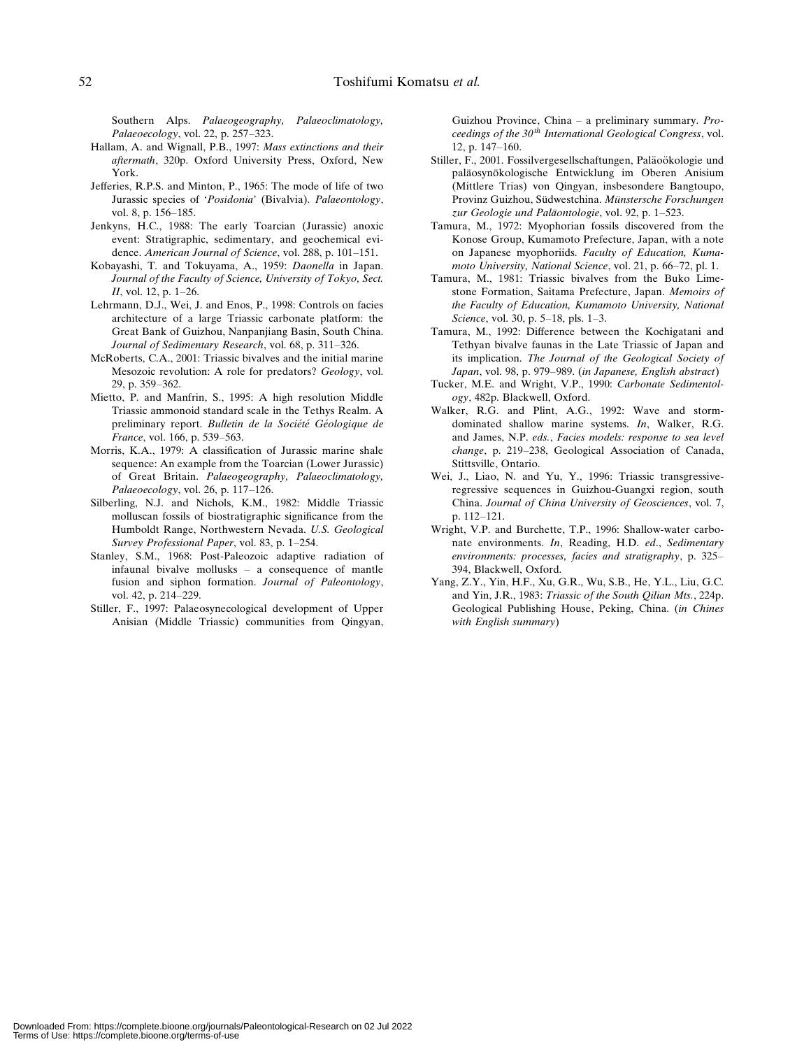Southern Alps. *Palaeogeography, Palaeoclimatology, Palaeoecology*, vol. 22, p. 257–323.

Hallam, A. and Wignall, P.B., 1997: *Mass extinctions and their aftermath*, 320p. Oxford University Press, Oxford, New York.

Jefferies, R.P.S. and Minton, P., 1965: The mode of life of two Jurassic species of '*Posidonia*' (Bivalvia). *Palaeontology*, vol. 8, p. 156–185.

Jenkyns, H.C., 1988: The early Toarcian (Jurassic) anoxic event: Stratigraphic, sedimentary, and geochemical evidence. *American Journal of Science*, vol. 288, p. 101–151.

Kobayashi, T. and Tokuyama, A., 1959: *Daonella* in Japan. *Journal of the Faculty of Science, University of Tokyo, Sect. II*, vol. 12, p. 1–26.

Lehrmann, D.J., Wei, J. and Enos, P., 1998: Controls on facies architecture of a large Triassic carbonate platform: the Great Bank of Guizhou, Nanpanjiang Basin, South China. *Journal of Sedimentary Research*, vol. 68, p. 311–326.

McRoberts, C.A., 2001: Triassic bivalves and the initial marine Mesozoic revolution: A role for predators? *Geology*, vol. 29, p. 359–362.

Mietto, P. and Manfrin, S., 1995: A high resolution Middle Triassic ammonoid standard scale in the Tethys Realm. A preliminary report. *Bulletin de la Société Géologique de France*, vol. 166, p. 539–563.

Morris, K.A., 1979: A classification of Jurassic marine shale sequence: An example from the Toarcian (Lower Jurassic) of Great Britain. *Palaeogeography, Palaeoclimatology, Palaeoecology*, vol. 26, p. 117–126.

Silberling, N.J. and Nichols, K.M., 1982: Middle Triassic molluscan fossils of biostratigraphic significance from the Humboldt Range, Northwestern Nevada. *U.S. Geological Survey Professional Paper*, vol. 83, p. 1–254.

Stanley, S.M., 1968: Post-Paleozoic adaptive radiation of infaunal bivalve mollusks – a consequence of mantle fusion and siphon formation. *Journal of Paleontology*, vol. 42, p. 214–229.

Stiller, F., 1997: Palaeosynecological development of Upper Anisian (Middle Triassic) communities from Qingyan, Guizhou Province, China – a preliminary summary. *Proceedings of the 30th International Geological Congress*, vol. 12, p. 147–160.

Stiller, F., 2001. Fossilvergesellschaftungen, Paläoökologie und paläosynökologische Entwicklung im Oberen Anisium (Mittlere Trias) von Qingyan, insbesondere Bangtoupo, Provinz Guizhou, Südwestchina. *Münstersche Forschungen zur Geologie und Paläontologie*, vol. 92, p. 1–523.

Tamura, M., 1972: Myophorian fossils discovered from the Konose Group, Kumamoto Prefecture, Japan, with a note on Japanese myophoriids. *Faculty of Education, Kumamoto University, National Science*, vol. 21, p. 66–72, pl. 1.

Tamura, M., 1981: Triassic bivalves from the Buko Limestone Formation, Saitama Prefecture, Japan. *Memoirs of the Faculty of Education, Kumamoto University, National Science*, vol. 30, p. 5–18, pls. 1–3.

Tamura, M., 1992: Difference between the Kochigatani and Tethyan bivalve faunas in the Late Triassic of Japan and its implication. *The Journal of the Geological Society of Japan*, vol. 98, p. 979–989. (*in Japanese, English abstract*)

Tucker, M.E. and Wright, V.P., 1990: *Carbonate Sedimentology*, 482p. Blackwell, Oxford.

Walker, R.G. and Plint, A.G., 1992: Wave and storm-dominated shallow marine systems. *In*, Walker, R.G. and James, N.P. *eds.*, *Facies models: response to sea level change*, p. 219–238, Geological Association of Canada, Stittsville, Ontario.

Wei, J., Liao, N. and Yu, Y., 1996: Triassic transgressive-regressive sequences in Guizhou-Guangxi region, south China. *Journal of China University of Geosciences*, vol. 7, p. 112–121.

Wright, V.P. and Burchette, T.P., 1996: Shallow-water carbonate environments. *In*, Reading, H.D. *ed*., *Sedimentary environments: processes, facies and stratigraphy*, p. 325–394, Blackwell, Oxford.

Yang, Z.Y., Yin, H.F., Xu, G.R., Wu, S.B., He, Y.L., Liu, G.C. and Yin, J.R., 1983: *Triassic of the South Qilian Mts.*, 224p. Geological Publishing House, Peking, China. (*in Chines with English summary*)